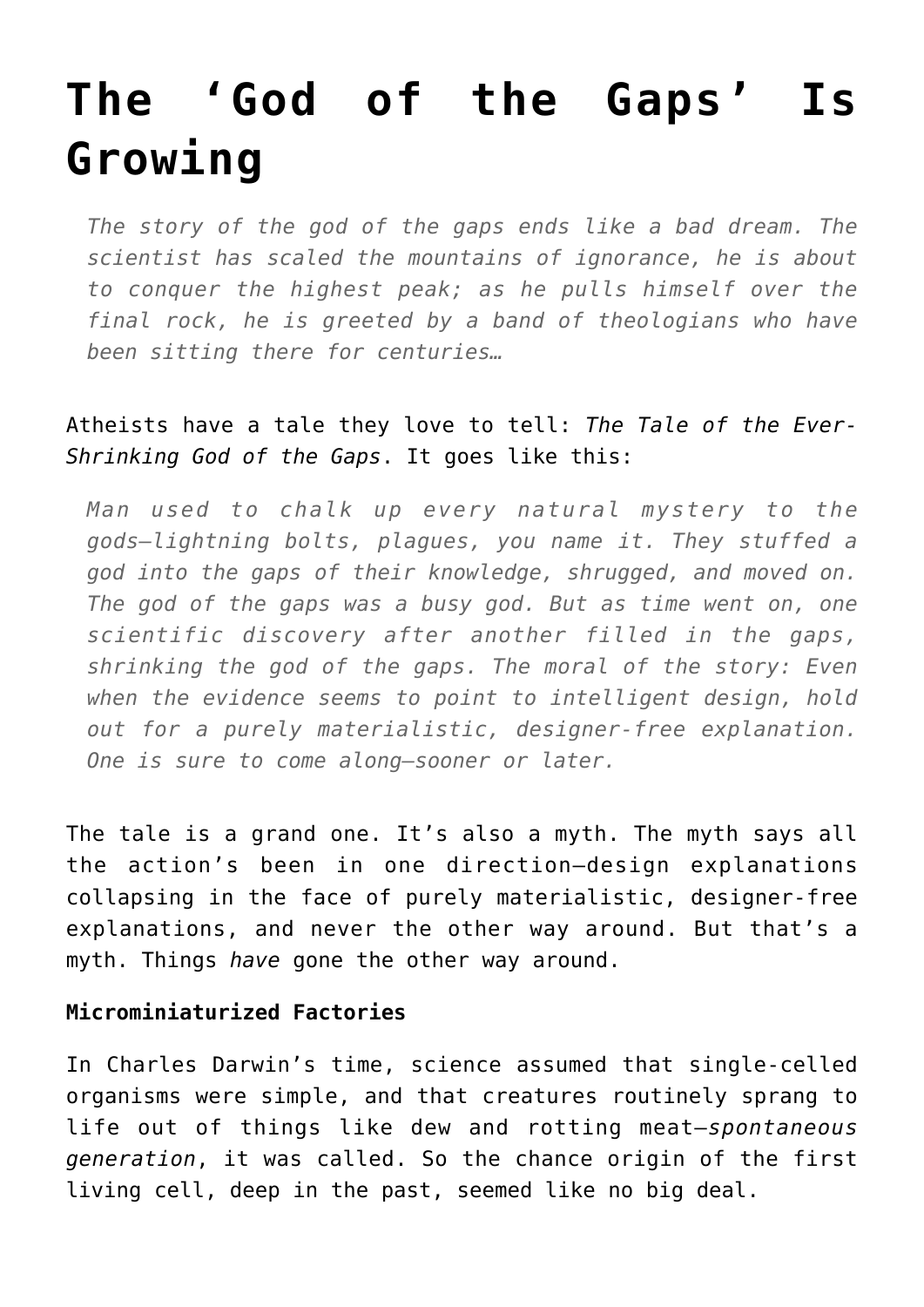# The 'God of the Gaps' Is Growing

> *The story of the god of the gaps ends like a bad dream. The scientist has scaled the mountains of ignorance, he is about to conquer the highest peak; as he pulls himself over the final rock, he is greeted by a band of theologians who have been sitting there for centuries…*

Atheists have a tale they love to tell: *The Tale of the Ever-Shrinking God of the Gaps*. It goes like this:

> *Man used to chalk up every natural mystery to the gods—lightning bolts, plagues, you name it. They stuffed a god into the gaps of their knowledge, shrugged, and moved on. The god of the gaps was a busy god. But as time went on, one scientific discovery after another filled in the gaps, shrinking the god of the gaps. The moral of the story: Even when the evidence seems to point to intelligent design, hold out for a purely materialistic, designer-free explanation. One is sure to come along—sooner or later.*

The tale is a grand one. It's also a myth. The myth says all the action's been in one direction—design explanations collapsing in the face of purely materialistic, designer-free explanations, and never the other way around. But that's a myth. Things *have* gone the other way around.

**Microminiaturized Factories**

In Charles Darwin's time, science assumed that single-celled organisms were simple, and that creatures routinely sprang to life out of things like dew and rotting meat—*spontaneous generation*, it was called. So the chance origin of the first living cell, deep in the past, seemed like no big deal.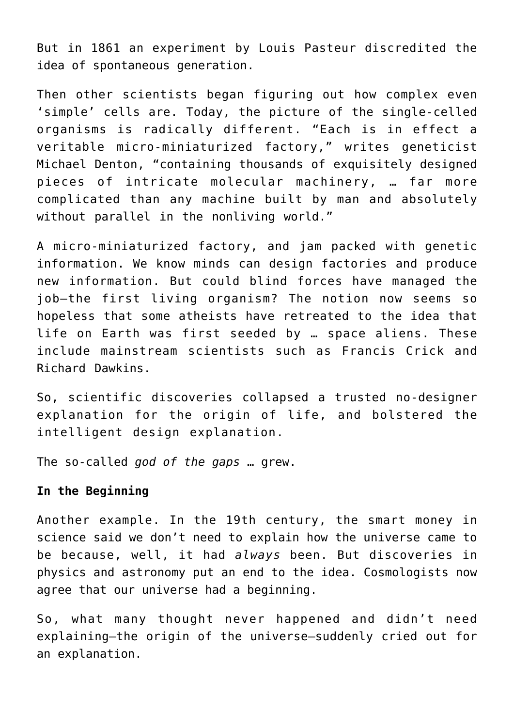But in 1861 an experiment by Louis Pasteur discredited the idea of spontaneous generation.

Then other scientists began figuring out how complex even 'simple' cells are. Today, the picture of the single-celled organisms is radically different. "Each is in effect a veritable micro-miniaturized factory," writes geneticist Michael Denton, "containing thousands of exquisitely designed pieces of intricate molecular machinery, … far more complicated than any machine built by man and absolutely without parallel in the nonliving world."

A micro-miniaturized factory, and jam packed with genetic information. We know minds can design factories and produce new information. But could blind forces have managed the job—the first living organism? The notion now seems so hopeless that some atheists have retreated to the idea that life on Earth was first seeded by … space aliens. These include mainstream scientists such as Francis Crick and Richard Dawkins.

So, scientific discoveries collapsed a trusted no-designer explanation for the origin of life, and bolstered the intelligent design explanation.

The so-called *god of the gaps* … grew.

**In the Beginning**

Another example. In the 19th century, the smart money in science said we don't need to explain how the universe came to be because, well, it had *always* been. But discoveries in physics and astronomy put an end to the idea. Cosmologists now agree that our universe had a beginning.

So, what many thought never happened and didn't need explaining—the origin of the universe—suddenly cried out for an explanation.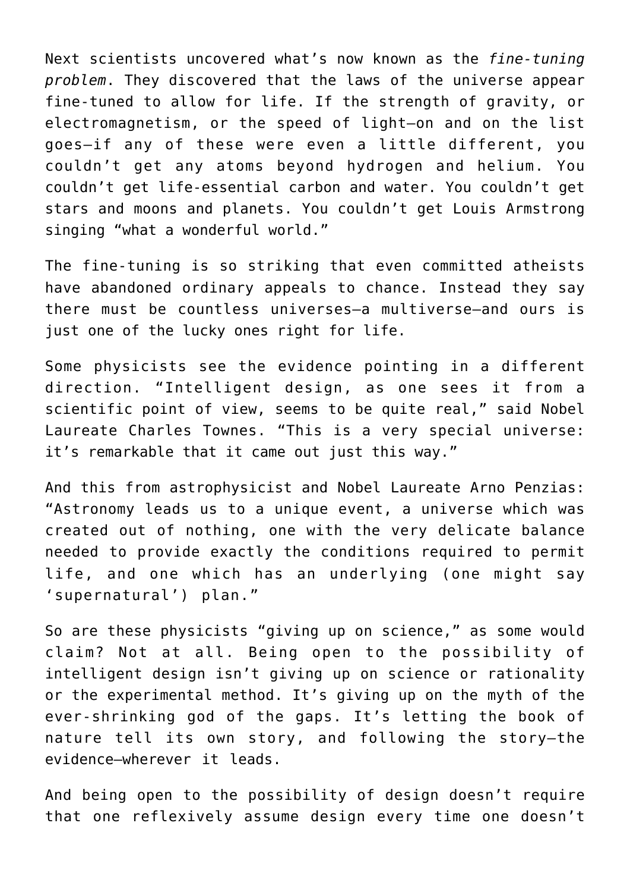Next scientists uncovered what's now known as the *fine-tuning problem*. They discovered that the laws of the universe appear fine-tuned to allow for life. If the strength of gravity, or electromagnetism, or the speed of light—on and on the list goes—if any of these were even a little different, you couldn't get any atoms beyond hydrogen and helium. You couldn't get life-essential carbon and water. You couldn't get stars and moons and planets. You couldn't get Louis Armstrong singing "what a wonderful world."

The fine-tuning is so striking that even committed atheists have abandoned ordinary appeals to chance. Instead they say there must be countless universes—a multiverse—and ours is just one of the lucky ones right for life.

Some physicists see the evidence pointing in a different direction. "Intelligent design, as one sees it from a scientific point of view, seems to be quite real," said Nobel Laureate Charles Townes. "This is a very special universe: it's remarkable that it came out just this way."

And this from astrophysicist and Nobel Laureate Arno Penzias: "Astronomy leads us to a unique event, a universe which was created out of nothing, one with the very delicate balance needed to provide exactly the conditions required to permit life, and one which has an underlying (one might say 'supernatural') plan."

So are these physicists "giving up on science," as some would claim? Not at all. Being open to the possibility of intelligent design isn't giving up on science or rationality or the experimental method. It's giving up on the myth of the ever-shrinking god of the gaps. It's letting the book of nature tell its own story, and following the story—the evidence—wherever it leads.

And being open to the possibility of design doesn't require that one reflexively assume design every time one doesn't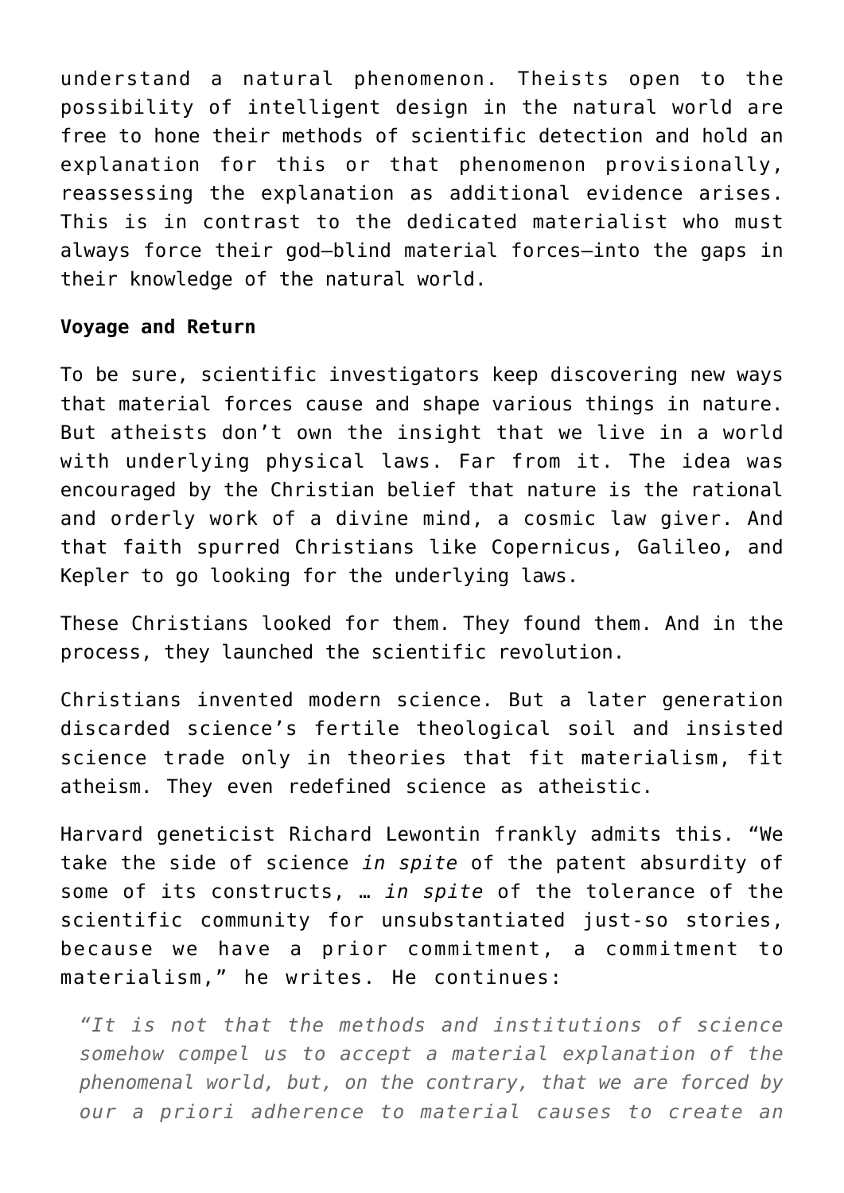understand a natural phenomenon. Theists open to the possibility of intelligent design in the natural world are free to hone their methods of scientific detection and hold an explanation for this or that phenomenon provisionally, reassessing the explanation as additional evidence arises. This is in contrast to the dedicated materialist who must always force their god—blind material forces—into the gaps in their knowledge of the natural world.

**Voyage and Return**

To be sure, scientific investigators keep discovering new ways that material forces cause and shape various things in nature. But atheists don't own the insight that we live in a world with underlying physical laws. Far from it. The idea was encouraged by the Christian belief that nature is the rational and orderly work of a divine mind, a cosmic law giver. And that faith spurred Christians like Copernicus, Galileo, and Kepler to go looking for the underlying laws.

These Christians looked for them. They found them. And in the process, they launched the scientific revolution.

Christians invented modern science. But a later generation discarded science's fertile theological soil and insisted science trade only in theories that fit materialism, fit atheism. They even redefined science as atheistic.

Harvard geneticist Richard Lewontin frankly admits this. "We take the side of science *in spite* of the patent absurdity of some of its constructs, … *in spite* of the tolerance of the scientific community for unsubstantiated just-so stories, because we have a prior commitment, a commitment to materialism," he writes. He continues:

> *"It is not that the methods and institutions of science somehow compel us to accept a material explanation of the phenomenal world, but, on the contrary, that we are forced by our a priori adherence to material causes to create an*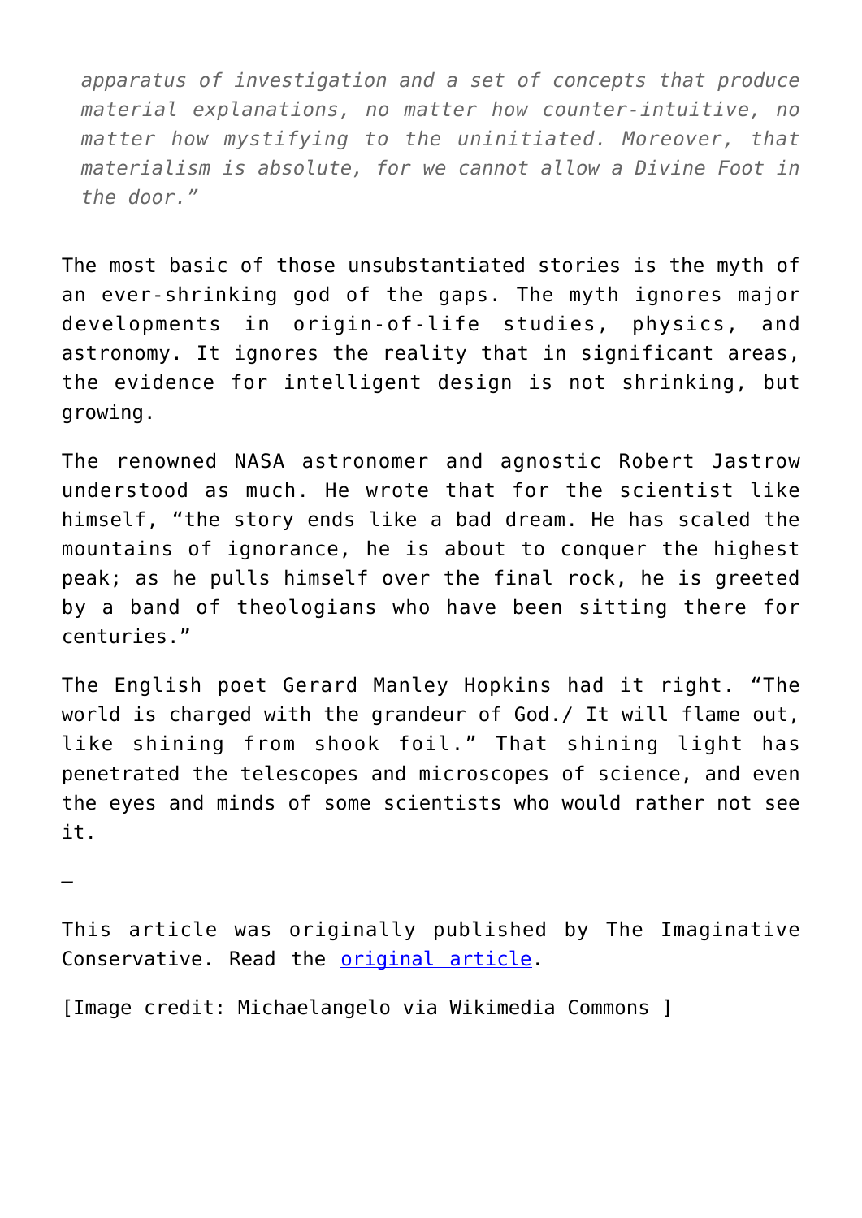*apparatus of investigation and a set of concepts that produce material explanations, no matter how counter-intuitive, no matter how mystifying to the uninitiated. Moreover, that materialism is absolute, for we cannot allow a Divine Foot in the door."*

The most basic of those unsubstantiated stories is the myth of an ever-shrinking god of the gaps. The myth ignores major developments in origin-of-life studies, physics, and astronomy. It ignores the reality that in significant areas, the evidence for intelligent design is not shrinking, but growing.

The renowned NASA astronomer and agnostic Robert Jastrow understood as much. He wrote that for the scientist like himself, "the story ends like a bad dream. He has scaled the mountains of ignorance, he is about to conquer the highest peak; as he pulls himself over the final rock, he is greeted by a band of theologians who have been sitting there for centuries."

The English poet Gerard Manley Hopkins had it right. "The world is charged with the grandeur of God./ It will flame out, like shining from shook foil." That shining light has penetrated the telescopes and microscopes of science, and even the eyes and minds of some scientists who would rather not see it.

—

This article was originally published by The Imaginative Conservative. Read the original article.

[Image credit: Michaelangelo via Wikimedia Commons ]